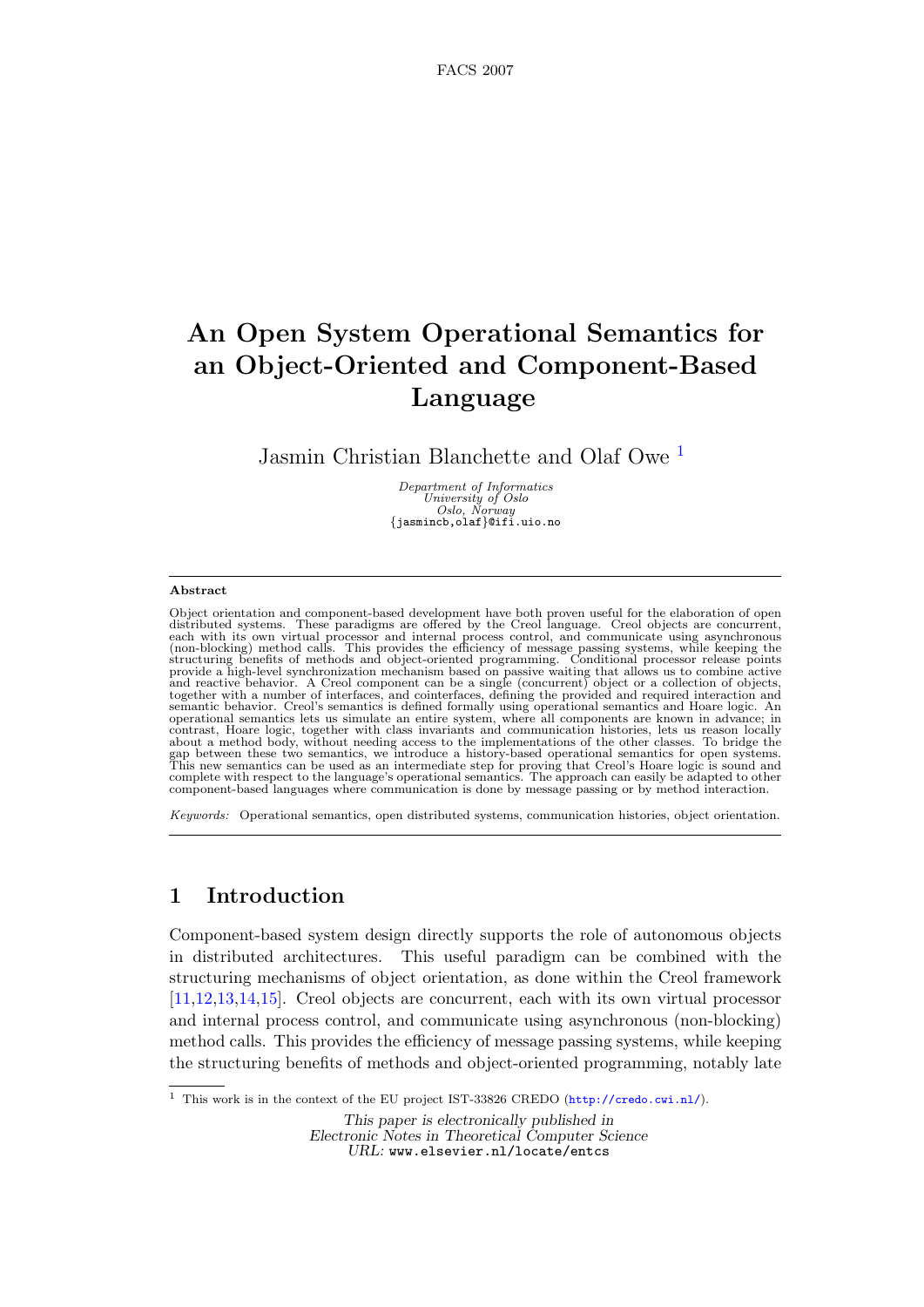FACS 2007

# An Open System Operational Semantics for an Object-Oriented and Component-Based Language

Jasmin Christian Blanchette and Olaf Owe [1]

*Department of Informatics*
*University of Oslo*
*Oslo, Norway*
{jasmincb,olaf}@ifi.uio.no

### Abstract

Object orientation and component-based development have both proven useful for the elaboration of open distributed systems. These paradigms are offered by the Creol language. Creol objects are concurrent, each with its own virtual processor and internal process control, and communicate using asynchronous (non-blocking) method calls. This provides the efficiency of message passing systems, while keeping the structuring benefits of methods and object-oriented programming. Conditional processor release points provide a high-level synchronization mechanism based on passive waiting that allows us to combine active and reactive behavior. A Creol component can be a single (concurrent) object or a collection of objects, together with a number of interfaces, and cointerfaces, defining the provided and required interaction and semantic behavior. Creol's semantics is defined formally using operational semantics and Hoare logic. An operational semantics lets us simulate an entire system, where all components are known in advance; in contrast, Hoare logic, together with class invariants and communication histories, lets us reason locally about a method body, without needing access to the implementations of the other classes. To bridge the gap between these two semantics, we introduce a history-based operational semantics for open systems. This new semantics can be used as an intermediate step for proving that Creol's Hoare logic is sound and complete with respect to the language's operational semantics. The approach can easily be adapted to other component-based languages where communication is done by message passing or by method interaction.

*Keywords:* Operational semantics, open distributed systems, communication histories, object orientation.

## 1 Introduction

Component-based system design directly supports the role of autonomous objects in distributed architectures. This useful paradigm can be combined with the structuring mechanisms of object orientation, as done within the Creol framework [11,12,13,14,15]. Creol objects are concurrent, each with its own virtual processor and internal process control, and communicate using asynchronous (non-blocking) method calls. This provides the efficiency of message passing systems, while keeping the structuring benefits of methods and object-oriented programming, notably late

[1] This work is in the context of the EU project IST-33826 CREDO (http://credo.cwi.nl/).

This paper is electronically published in
Electronic Notes in Theoretical Computer Science
URL: www.elsevier.nl/locate/entcs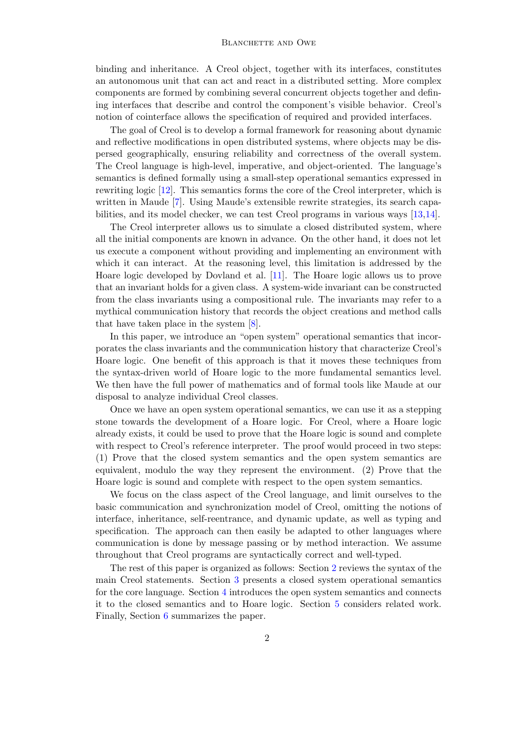binding and inheritance. A Creol object, together with its interfaces, constitutes an autonomous unit that can act and react in a distributed setting. More complex components are formed by combining several concurrent objects together and defining interfaces that describe and control the component's visible behavior. Creol's notion of cointerface allows the specification of required and provided interfaces.

The goal of Creol is to develop a formal framework for reasoning about dynamic and reflective modifications in open distributed systems, where objects may be dispersed geographically, ensuring reliability and correctness of the overall system. The Creol language is high-level, imperative, and object-oriented. The language's semantics is defined formally using a small-step operational semantics expressed in rewriting logic [12]. This semantics forms the core of the Creol interpreter, which is written in Maude [7]. Using Maude's extensible rewrite strategies, its search capabilities, and its model checker, we can test Creol programs in various ways [13,14].

The Creol interpreter allows us to simulate a closed distributed system, where all the initial components are known in advance. On the other hand, it does not let us execute a component without providing and implementing an environment with which it can interact. At the reasoning level, this limitation is addressed by the Hoare logic developed by Dovland et al. [11]. The Hoare logic allows us to prove that an invariant holds for a given class. A system-wide invariant can be constructed from the class invariants using a compositional rule. The invariants may refer to a mythical communication history that records the object creations and method calls that have taken place in the system [8].

In this paper, we introduce an "open system" operational semantics that incorporates the class invariants and the communication history that characterize Creol's Hoare logic. One benefit of this approach is that it moves these techniques from the syntax-driven world of Hoare logic to the more fundamental semantics level. We then have the full power of mathematics and of formal tools like Maude at our disposal to analyze individual Creol classes.

Once we have an open system operational semantics, we can use it as a stepping stone towards the development of a Hoare logic. For Creol, where a Hoare logic already exists, it could be used to prove that the Hoare logic is sound and complete with respect to Creol's reference interpreter. The proof would proceed in two steps: (1) Prove that the closed system semantics and the open system semantics are equivalent, modulo the way they represent the environment. (2) Prove that the Hoare logic is sound and complete with respect to the open system semantics.

We focus on the class aspect of the Creol language, and limit ourselves to the basic communication and synchronization model of Creol, omitting the notions of interface, inheritance, self-reentrance, and dynamic update, as well as typing and specification. The approach can then easily be adapted to other languages where communication is done by message passing or by method interaction. We assume throughout that Creol programs are syntactically correct and well-typed.

The rest of this paper is organized as follows: Section 2 reviews the syntax of the main Creol statements. Section 3 presents a closed system operational semantics for the core language. Section 4 introduces the open system semantics and connects it to the closed semantics and to Hoare logic. Section 5 considers related work. Finally, Section 6 summarizes the paper.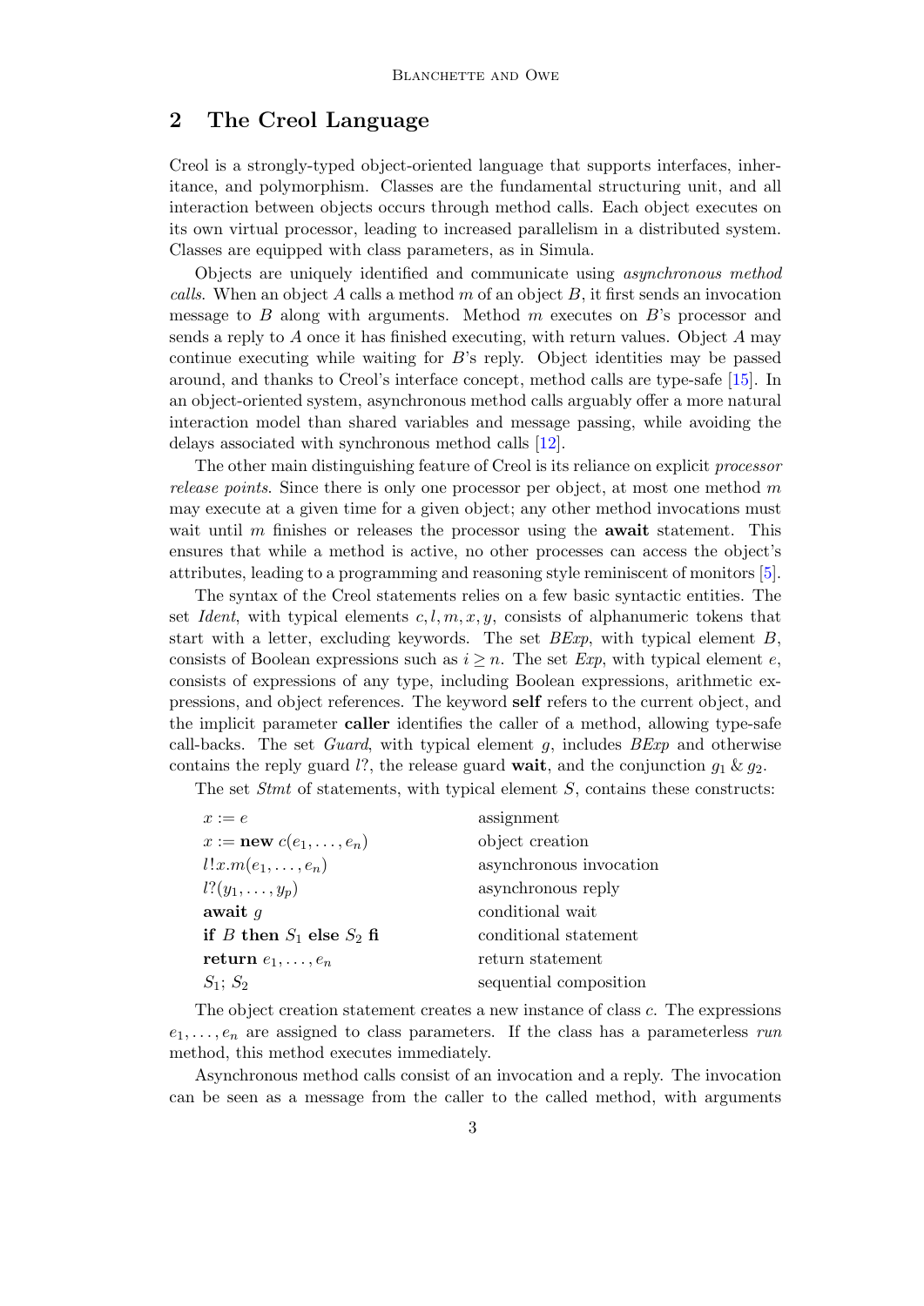## 2 The Creol Language

Creol is a strongly-typed object-oriented language that supports interfaces, inheritance, and polymorphism. Classes are the fundamental structuring unit, and all interaction between objects occurs through method calls. Each object executes on its own virtual processor, leading to increased parallelism in a distributed system. Classes are equipped with class parameters, as in Simula.

Objects are uniquely identified and communicate using *asynchronous method calls*. When an object $A$ calls a method $m$ of an object $B$, it first sends an invocation message to $B$ along with arguments. Method $m$ executes on $B$'s processor and sends a reply to $A$ once it has finished executing, with return values. Object $A$ may continue executing while waiting for $B$'s reply. Object identities may be passed around, and thanks to Creol's interface concept, method calls are type-safe [15]. In an object-oriented system, asynchronous method calls arguably offer a more natural interaction model than shared variables and message passing, while avoiding the delays associated with synchronous method calls [12].

The other main distinguishing feature of Creol is its reliance on explicit *processor release points*. Since there is only one processor per object, at most one method $m$ may execute at a given time for a given object; any other method invocations must wait until $m$ finishes or releases the processor using the **await** statement. This ensures that while a method is active, no other processes can access the object's attributes, leading to a programming and reasoning style reminiscent of monitors [5].

The syntax of the Creol statements relies on a few basic syntactic entities. The set *Ident*, with typical elements $c, l, m, x, y$, consists of alphanumeric tokens that start with a letter, excluding keywords. The set *BExp*, with typical element $B$, consists of Boolean expressions such as $i \geq n$. The set *Exp*, with typical element $e$, consists of expressions of any type, including Boolean expressions, arithmetic expressions, and object references. The keyword **self** refers to the current object, and the implicit parameter **caller** identifies the caller of a method, allowing type-safe call-backs. The set *Guard*, with typical element $g$, includes *BExp* and otherwise contains the reply guard $l?$, the release guard **wait**, and the conjunction $g_1 \,\&\, g_2$.

The set *Stmt* of statements, with typical element $S$, contains these constructs:

| | |
|---|---|
| $x := e$ | assignment |
| $x := \textbf{new}\ c(e_1, \ldots, e_n)$ | object creation |
| $l!x.m(e_1, \ldots, e_n)$ | asynchronous invocation |
| $l?(y_1, \ldots, y_p)$ | asynchronous reply |
| **await** $g$ | conditional wait |
| **if** $B$ **then** $S_1$ **else** $S_2$ **fi** | conditional statement |
| **return** $e_1, \ldots, e_n$ | return statement |
| $S_1;\ S_2$ | sequential composition |

The object creation statement creates a new instance of class $c$. The expressions $e_1, \ldots, e_n$ are assigned to class parameters. If the class has a parameterless *run* method, this method executes immediately.

Asynchronous method calls consist of an invocation and a reply. The invocation can be seen as a message from the caller to the called method, with arguments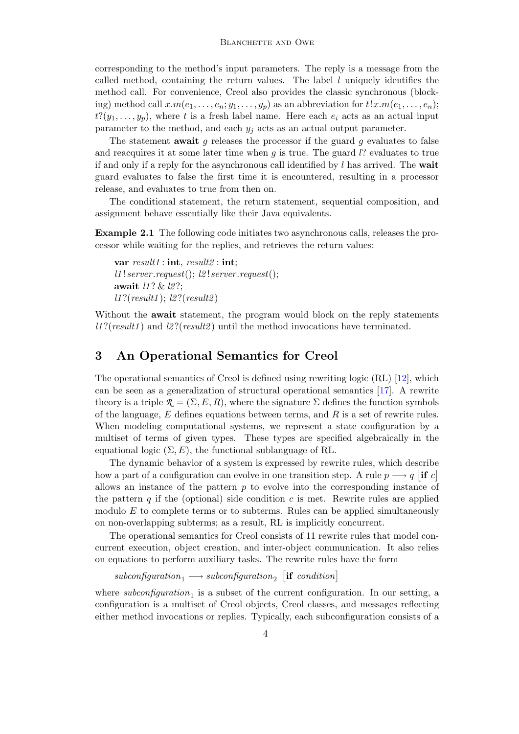corresponding to the method's input parameters. The reply is a message from the called method, containing the return values. The label $l$ uniquely identifies the method call. For convenience, Creol also provides the classic synchronous (blocking) method call $x.m(e_1, \ldots, e_n; y_1, \ldots, y_p)$ as an abbreviation for $t!x.m(e_1, \ldots, e_n)$; $t?(y_1, \ldots, y_p)$, where $t$ is a fresh label name. Here each $e_i$ acts as an actual input parameter to the method, and each $y_j$ acts as an actual output parameter.

The statement **await** $g$ releases the processor if the guard $g$ evaluates to false and reacquires it at some later time when $g$ is true. The guard $l?$ evaluates to true if and only if a reply for the asynchronous call identified by $l$ has arrived. The **wait** guard evaluates to false the first time it is encountered, resulting in a processor release, and evaluates to true from then on.

The conditional statement, the return statement, sequential composition, and assignment behave essentially like their Java equivalents.

**Example 2.1** The following code initiates two asynchronous calls, releases the processor while waiting for the replies, and retrieves the return values:

> **var** *result1* : **int**, *result2* : **int**;
> *l1* ! *server*.*request*(); *l2* ! *server*.*request*();
> **await** *l1* ? & *l2* ?;
> *l1* ?(*result1*); *l2* ?(*result2*)

Without the **await** statement, the program would block on the reply statements *l1* ?(*result1*) and *l2* ?(*result2*) until the method invocations have terminated.

## 3 An Operational Semantics for Creol

The operational semantics of Creol is defined using rewriting logic (RL) [12], which can be seen as a generalization of structural operational semantics [17]. A rewrite theory is a triple $\mathcal{R} = (\Sigma, E, R)$, where the signature $\Sigma$ defines the function symbols of the language, $E$ defines equations between terms, and $R$ is a set of rewrite rules. When modeling computational systems, we represent a state configuration by a multiset of terms of given types. These types are specified algebraically in the equational logic $(\Sigma, E)$, the functional sublanguage of RL.

The dynamic behavior of a system is expressed by rewrite rules, which describe how a part of a configuration can evolve in one transition step. A rule $p \longrightarrow q$ $[\textbf{if } c]$ allows an instance of the pattern $p$ to evolve into the corresponding instance of the pattern $q$ if the (optional) side condition $c$ is met. Rewrite rules are applied modulo $E$ to complete terms or to subterms. Rules can be applied simultaneously on non-overlapping subterms; as a result, RL is implicitly concurrent.

The operational semantics for Creol consists of 11 rewrite rules that model concurrent execution, object creation, and inter-object communication. It also relies on equations to perform auxiliary tasks. The rewrite rules have the form

$$\mathit{subconfiguration}_1 \longrightarrow \mathit{subconfiguration}_2 \ [\textbf{if } \mathit{condition}]$$

where $\mathit{subconfiguration}_1$ is a subset of the current configuration. In our setting, a configuration is a multiset of Creol objects, Creol classes, and messages reflecting either method invocations or replies. Typically, each subconfiguration consists of a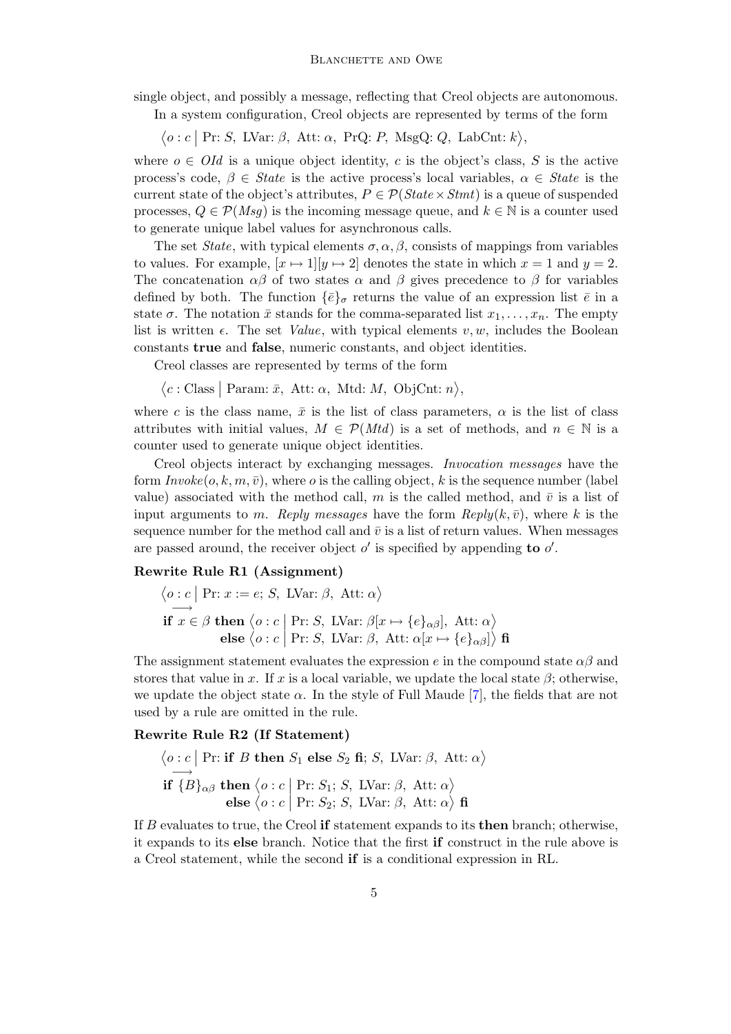single object, and possibly a message, reflecting that Creol objects are autonomous.

In a system configuration, Creol objects are represented by terms of the form

$$\langle o : c \mid \text{Pr: } S,\ \text{LVar: } \beta,\ \text{Att: } \alpha,\ \text{PrQ: } P,\ \text{MsgQ: } Q,\ \text{LabCnt: } k \rangle,$$

where $o \in \mathit{OId}$ is a unique object identity, $c$ is the object's class, $S$ is the active process's code, $\beta \in \mathit{State}$ is the active process's local variables, $\alpha \in \mathit{State}$ is the current state of the object's attributes, $P \in \mathcal{P}(\mathit{State} \times \mathit{Stmt})$ is a queue of suspended processes, $Q \in \mathcal{P}(\mathit{Msg})$ is the incoming message queue, and $k \in \mathbb{N}$ is a counter used to generate unique label values for asynchronous calls.

The set *State*, with typical elements $\sigma, \alpha, \beta$, consists of mappings from variables to values. For example, $[x \mapsto 1][y \mapsto 2]$ denotes the state in which $x = 1$ and $y = 2$. The concatenation $\alpha\beta$ of two states $\alpha$ and $\beta$ gives precedence to $\beta$ for variables defined by both. The function $\{\bar{e}\}_\sigma$ returns the value of an expression list $\bar{e}$ in a state $\sigma$. The notation $\bar{x}$ stands for the comma-separated list $x_1, \ldots, x_n$. The empty list is written $\epsilon$. The set *Value*, with typical elements $v, w$, includes the Boolean constants **true** and **false**, numeric constants, and object identities.

Creol classes are represented by terms of the form

$$\langle c : \text{Class} \mid \text{Param: } \bar{x},\ \text{Att: } \alpha,\ \text{Mtd: } M,\ \text{ObjCnt: } n \rangle,$$

where $c$ is the class name, $\bar{x}$ is the list of class parameters, $\alpha$ is the list of class attributes with initial values, $M \in \mathcal{P}(\mathit{Mtd})$ is a set of methods, and $n \in \mathbb{N}$ is a counter used to generate unique object identities.

Creol objects interact by exchanging messages. *Invocation messages* have the form $\mathit{Invoke}(o, k, m, \bar{v})$, where $o$ is the calling object, $k$ is the sequence number (label value) associated with the method call, $m$ is the called method, and $\bar{v}$ is a list of input arguments to $m$. *Reply messages* have the form $\mathit{Reply}(k, \bar{v})$, where $k$ is the sequence number for the method call and $\bar{v}$ is a list of return values. When messages are passed around, the receiver object $o'$ is specified by appending **to** $o'$.

**Rewrite Rule R1 (Assignment)**

$$\begin{aligned}
&\langle o : c \mid \text{Pr: } x := e;\ S,\ \text{LVar: } \beta,\ \text{Att: } \alpha \rangle \\
&\longrightarrow \\
&\textbf{if } x \in \beta \textbf{ then } \langle o : c \mid \text{Pr: } S,\ \text{LVar: } \beta[x \mapsto \{e\}_{\alpha\beta}],\ \text{Att: } \alpha \rangle \\
&\qquad\qquad \textbf{else } \langle o : c \mid \text{Pr: } S,\ \text{LVar: } \beta,\ \text{Att: } \alpha[x \mapsto \{e\}_{\alpha\beta}] \rangle \textbf{ fi}
\end{aligned}$$

The assignment statement evaluates the expression $e$ in the compound state $\alpha\beta$ and stores that value in $x$. If $x$ is a local variable, we update the local state $\beta$; otherwise, we update the object state $\alpha$. In the style of Full Maude [7], the fields that are not used by a rule are omitted in the rule.

**Rewrite Rule R2 (If Statement)**

$$\begin{aligned}
&\langle o : c \mid \text{Pr: } \textbf{if } B \textbf{ then } S_1 \textbf{ else } S_2 \textbf{ fi};\ S,\ \text{LVar: } \beta,\ \text{Att: } \alpha \rangle \\
&\longrightarrow \\
&\textbf{if } \{B\}_{\alpha\beta} \textbf{ then } \langle o : c \mid \text{Pr: } S_1;\ S,\ \text{LVar: } \beta,\ \text{Att: } \alpha \rangle \\
&\qquad\qquad \textbf{else } \langle o : c \mid \text{Pr: } S_2;\ S,\ \text{LVar: } \beta,\ \text{Att: } \alpha \rangle \textbf{ fi}
\end{aligned}$$

If $B$ evaluates to true, the Creol **if** statement expands to its **then** branch; otherwise, it expands to its **else** branch. Notice that the first **if** construct in the rule above is a Creol statement, while the second **if** is a conditional expression in RL.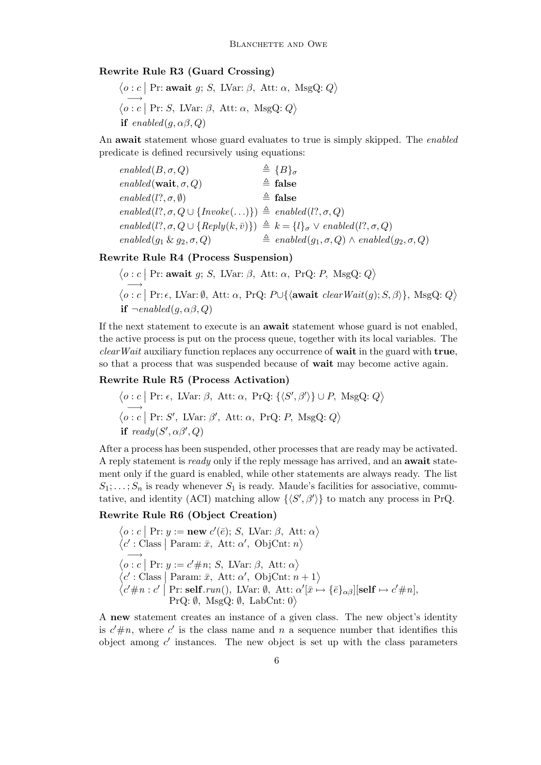**Rewrite Rule R3 (Guard Crossing)**

$$\begin{array}{l}\langle o : c \mid \text{Pr: } \mathbf{await}\ g;\ S,\ \text{LVar: } \beta,\ \text{Att: } \alpha,\ \text{MsgQ: } Q \rangle \\ \longrightarrow \\ \langle o : c \mid \text{Pr: } S,\ \text{LVar: } \beta,\ \text{Att: } \alpha,\ \text{MsgQ: } Q \rangle \\ \mathbf{if}\ \mathit{enabled}(g, \alpha\beta, Q)\end{array}$$

An **await** statement whose guard evaluates to true is simply skipped. The *enabled* predicate is defined recursively using equations:

$$\begin{array}{ll}\mathit{enabled}(B, \sigma, Q) & \triangleq \{B\}_\sigma \\ \mathit{enabled}(\mathbf{wait}, \sigma, Q) & \triangleq \mathbf{false} \\ \mathit{enabled}(l?, \sigma, \emptyset) & \triangleq \mathbf{false} \\ \mathit{enabled}(l?, \sigma, Q \cup \{\mathit{Invoke}(\ldots)\}) & \triangleq \mathit{enabled}(l?, \sigma, Q) \\ \mathit{enabled}(l?, \sigma, Q \cup \{\mathit{Reply}(k, \bar{v})\}) & \triangleq k = \{l\}_\sigma \vee \mathit{enabled}(l?, \sigma, Q) \\ \mathit{enabled}(g_1\ \&\ g_2, \sigma, Q) & \triangleq \mathit{enabled}(g_1, \sigma, Q) \wedge \mathit{enabled}(g_2, \sigma, Q)\end{array}$$

**Rewrite Rule R4 (Process Suspension)**

$$\begin{array}{l}\langle o : c \mid \text{Pr: } \mathbf{await}\ g;\ S,\ \text{LVar: } \beta,\ \text{Att: } \alpha,\ \text{PrQ: } P,\ \text{MsgQ: } Q \rangle \\ \longrightarrow \\ \langle o : c \mid \text{Pr: } \epsilon,\ \text{LVar: } \emptyset,\ \text{Att: } \alpha,\ \text{PrQ: } P \cup \{\langle \mathbf{await}\ \mathit{clearWait}(g); S, \beta \rangle\},\ \text{MsgQ: } Q \rangle \\ \mathbf{if}\ \neg \mathit{enabled}(g, \alpha\beta, Q)\end{array}$$

If the next statement to execute is an **await** statement whose guard is not enabled, the active process is put on the process queue, together with its local variables. The *clearWait* auxiliary function replaces any occurrence of **wait** in the guard with **true**, so that a process that was suspended because of **wait** may become active again.

**Rewrite Rule R5 (Process Activation)**

$$\begin{array}{l}\langle o : c \mid \text{Pr: } \epsilon,\ \text{LVar: } \beta,\ \text{Att: } \alpha,\ \text{PrQ: } \{\langle S', \beta' \rangle\} \cup P,\ \text{MsgQ: } Q \rangle \\ \longrightarrow \\ \langle o : c \mid \text{Pr: } S',\ \text{LVar: } \beta',\ \text{Att: } \alpha,\ \text{PrQ: } P,\ \text{MsgQ: } Q \rangle \\ \mathbf{if}\ \mathit{ready}(S', \alpha\beta', Q)\end{array}$$

After a process has been suspended, other processes that are ready may be activated. A reply statement is *ready* only if the reply message has arrived, and an **await** statement only if the guard is enabled, while other statements are always ready. The list $S_1; \ldots; S_n$ is ready whenever $S_1$ is ready. Maude's facilities for associative, commutative, and identity (ACI) matching allow $\{\langle S', \beta' \rangle\}$ to match any process in PrQ.

**Rewrite Rule R6 (Object Creation)**

$$\begin{array}{l}\langle o : c \mid \text{Pr: } y := \mathbf{new}\ c'(\bar{e});\ S,\ \text{LVar: } \beta,\ \text{Att: } \alpha \rangle \\ \langle c' : \text{Class} \mid \text{Param: } \bar{x},\ \text{Att: } \alpha',\ \text{ObjCnt: } n \rangle \\ \longrightarrow \\ \langle o : c \mid \text{Pr: } y := c'\#n;\ S,\ \text{LVar: } \beta,\ \text{Att: } \alpha \rangle \\ \langle c' : \text{Class} \mid \text{Param: } \bar{x},\ \text{Att: } \alpha',\ \text{ObjCnt: } n+1 \rangle \\ \langle c'\#n : c' \mid \text{Pr: } \mathbf{self}.\mathit{run}(),\ \text{LVar: } \emptyset,\ \text{Att: } \alpha'[\bar{x} \mapsto \{\bar{e}\}_{\alpha\beta}][\mathbf{self} \mapsto c'\#n], \\ \qquad \text{PrQ: } \emptyset,\ \text{MsgQ: } \emptyset,\ \text{LabCnt: } 0 \rangle\end{array}$$

A **new** statement creates an instance of a given class. The new object's identity is $c'\#n$, where $c'$ is the class name and $n$ a sequence number that identifies this object among $c'$ instances. The new object is set up with the class parameters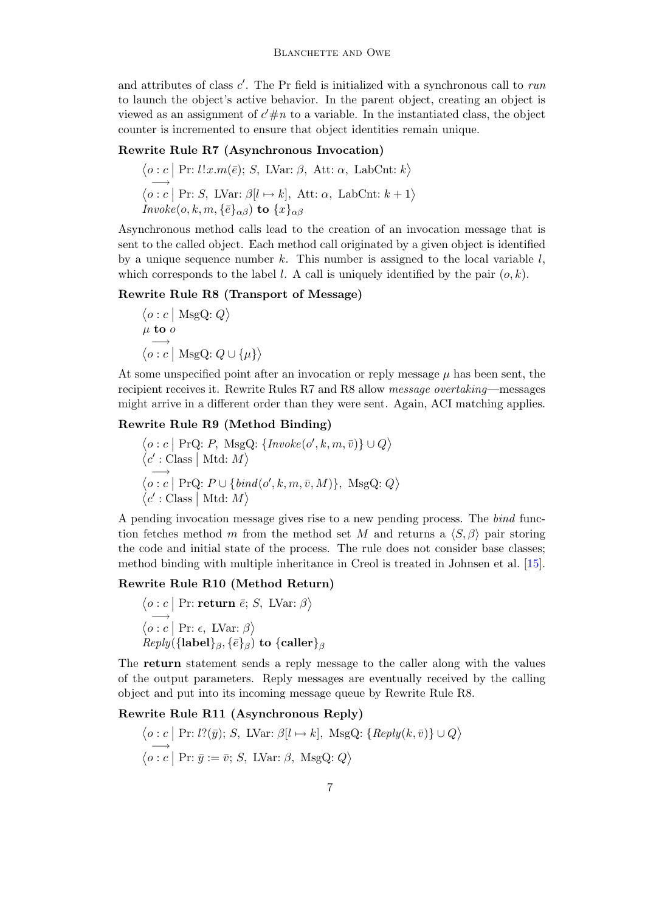and attributes of class $c'$. The Pr field is initialized with a synchronous call to *run* to launch the object's active behavior. In the parent object, creating an object is viewed as an assignment of $c'\#n$ to a variable. In the instantiated class, the object counter is incremented to ensure that object identities remain unique.

**Rewrite Rule R7 (Asynchronous Invocation)**

$$
\begin{array}{l}
\langle o : c \mid \text{Pr: } l!x.m(\bar{e});\, S,\ \text{LVar: } \beta,\ \text{Att: } \alpha,\ \text{LabCnt: } k\rangle \\
\longrightarrow \\
\langle o : c \mid \text{Pr: } S,\ \text{LVar: } \beta[l \mapsto k],\ \text{Att: } \alpha,\ \text{LabCnt: } k+1\rangle \\
\mathit{Invoke}(o, k, m, \{\bar{e}\}_{\alpha\beta})\ \textbf{to}\ \{x\}_{\alpha\beta}
\end{array}
$$

Asynchronous method calls lead to the creation of an invocation message that is sent to the called object. Each method call originated by a given object is identified by a unique sequence number $k$. This number is assigned to the local variable $l$, which corresponds to the label $l$. A call is uniquely identified by the pair $(o, k)$.

**Rewrite Rule R8 (Transport of Message)**

$$
\begin{array}{l}
\langle o : c \mid \text{MsgQ: } Q\rangle \\
\mu\ \textbf{to}\ o \\
\longrightarrow \\
\langle o : c \mid \text{MsgQ: } Q \cup \{\mu\}\rangle
\end{array}
$$

At some unspecified point after an invocation or reply message $\mu$ has been sent, the recipient receives it. Rewrite Rules R7 and R8 allow *message overtaking*—messages might arrive in a different order than they were sent. Again, ACI matching applies.

**Rewrite Rule R9 (Method Binding)**

$$
\begin{array}{l}
\langle o : c \mid \text{PrQ: } P,\ \text{MsgQ: } \{\mathit{Invoke}(o', k, m, \bar{v})\} \cup Q\rangle \\
\langle c' : \text{Class} \mid \text{Mtd: } M\rangle \\
\longrightarrow \\
\langle o : c \mid \text{PrQ: } P \cup \{\mathit{bind}(o', k, m, \bar{v}, M)\},\ \text{MsgQ: } Q\rangle \\
\langle c' : \text{Class} \mid \text{Mtd: } M\rangle
\end{array}
$$

A pending invocation message gives rise to a new pending process. The *bind* function fetches method $m$ from the method set $M$ and returns a $\langle S, \beta\rangle$ pair storing the code and initial state of the process. The rule does not consider base classes; method binding with multiple inheritance in Creol is treated in Johnsen et al. [15].

**Rewrite Rule R10 (Method Return)**

$$
\begin{array}{l}
\langle o : c \mid \text{Pr: } \textbf{return}\ \bar{e};\, S,\ \text{LVar: } \beta\rangle \\
\longrightarrow \\
\langle o : c \mid \text{Pr: } \epsilon,\ \text{LVar: } \beta\rangle \\
\mathit{Reply}(\{\textbf{label}\}_{\beta}, \{\bar{e}\}_{\beta})\ \textbf{to}\ \{\textbf{caller}\}_{\beta}
\end{array}
$$

The **return** statement sends a reply message to the caller along with the values of the output parameters. Reply messages are eventually received by the calling object and put into its incoming message queue by Rewrite Rule R8.

**Rewrite Rule R11 (Asynchronous Reply)**

$$
\begin{array}{l}
\langle o : c \mid \text{Pr: } l?(\bar{y});\, S,\ \text{LVar: } \beta[l \mapsto k],\ \text{MsgQ: } \{\mathit{Reply}(k, \bar{v})\} \cup Q\rangle \\
\longrightarrow \\
\langle o : c \mid \text{Pr: } \bar{y} := \bar{v};\, S,\ \text{LVar: } \beta,\ \text{MsgQ: } Q\rangle
\end{array}
$$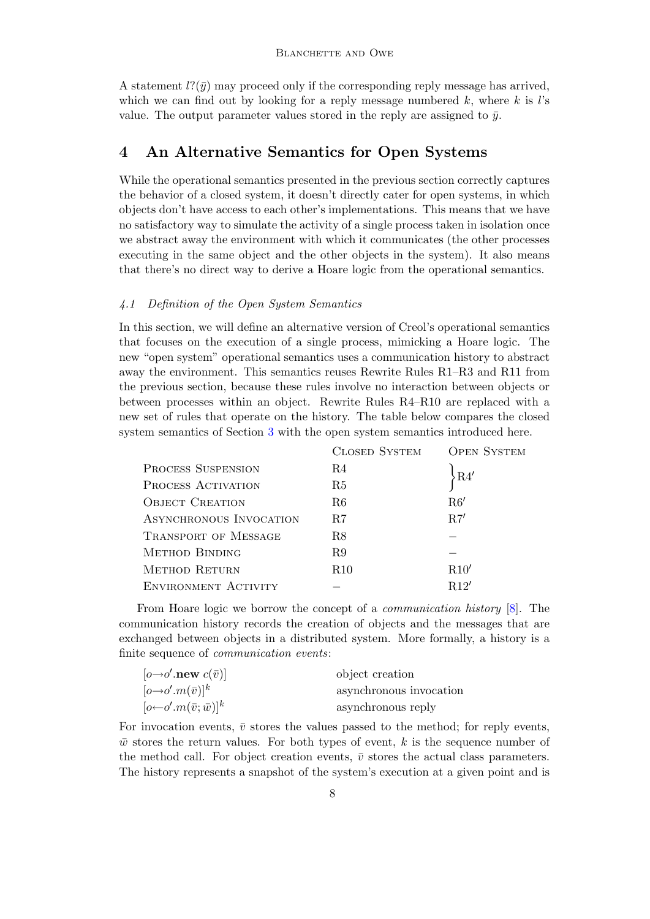A statement $l?(\bar{y})$ may proceed only if the corresponding reply message has arrived, which we can find out by looking for a reply message numbered $k$, where $k$ is $l$'s value. The output parameter values stored in the reply are assigned to $\bar{y}$.

## 4 An Alternative Semantics for Open Systems

While the operational semantics presented in the previous section correctly captures the behavior of a closed system, it doesn't directly cater for open systems, in which objects don't have access to each other's implementations. This means that we have no satisfactory way to simulate the activity of a single process taken in isolation once we abstract away the environment with which it communicates (the other processes executing in the same object and the other objects in the system). It also means that there's no direct way to derive a Hoare logic from the operational semantics.

### *4.1 Definition of the Open System Semantics*

In this section, we will define an alternative version of Creol's operational semantics that focuses on the execution of a single process, mimicking a Hoare logic. The new "open system" operational semantics uses a communication history to abstract away the environment. This semantics reuses Rewrite Rules R1–R3 and R11 from the previous section, because these rules involve no interaction between objects or between processes within an object. Rewrite Rules R4–R10 are replaced with a new set of rules that operate on the history. The table below compares the closed system semantics of Section 3 with the open system semantics introduced here.

| | Closed System | Open System |
|---|---|---|
| Process Suspension | R4 | R4′ |
| Process Activation | R5 | |
| Object Creation | R6 | R6′ |
| Asynchronous Invocation | R7 | R7′ |
| Transport of Message | R8 | – |
| Method Binding | R9 | – |
| Method Return | R10 | R10′ |
| Environment Activity | – | R12′ |

From Hoare logic we borrow the concept of a *communication history* [8]. The communication history records the creation of objects and the messages that are exchanged between objects in a distributed system. More formally, a history is a finite sequence of *communication events*:

| | |
|---|---|
| $[o{\rightarrow}o'.\mathbf{new}\ c(\bar{v})]$ | object creation |
| $[o{\rightarrow}o'.m(\bar{v})]^k$ | asynchronous invocation |
| $[o{\leftarrow}o'.m(\bar{v};\bar{w})]^k$ | asynchronous reply |

For invocation events, $\bar{v}$ stores the values passed to the method; for reply events, $\bar{w}$ stores the return values. For both types of event, $k$ is the sequence number of the method call. For object creation events, $\bar{v}$ stores the actual class parameters. The history represents a snapshot of the system's execution at a given point and is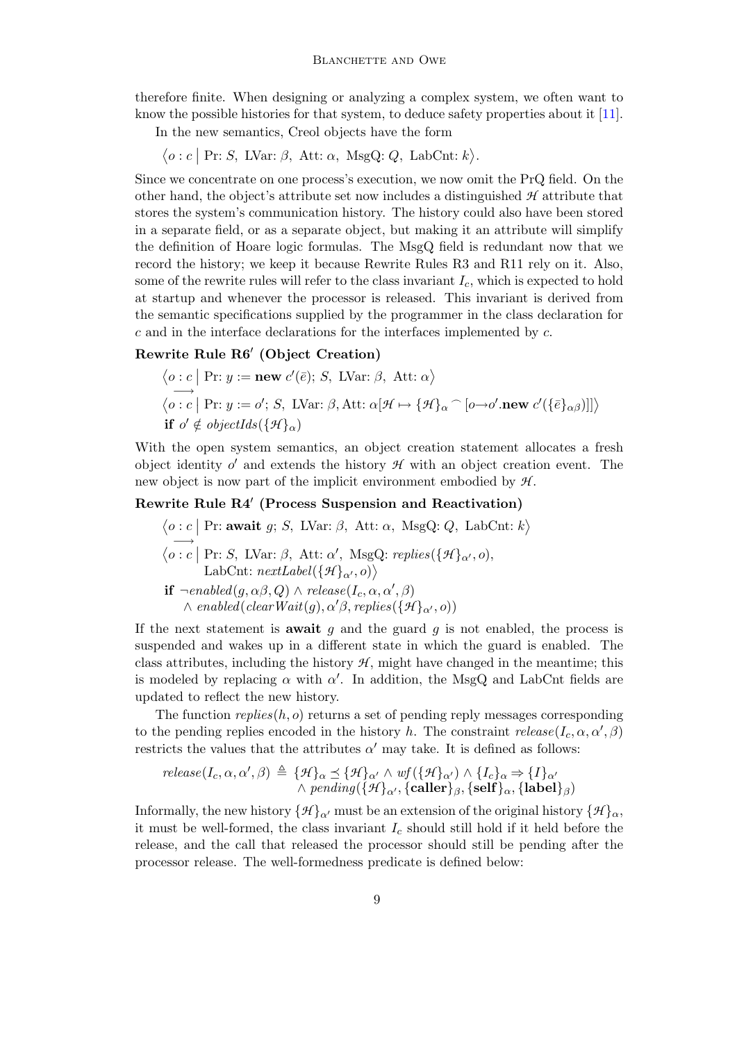therefore finite. When designing or analyzing a complex system, we often want to know the possible histories for that system, to deduce safety properties about it [11].

In the new semantics, Creol objects have the form

$$\langle o : c \mid \text{Pr: } S,\ \text{LVar: } \beta,\ \text{Att: } \alpha,\ \text{MsgQ: } Q,\ \text{LabCnt: } k \rangle.$$

Since we concentrate on one process's execution, we now omit the PrQ field. On the other hand, the object's attribute set now includes a distinguished $\mathcal{H}$ attribute that stores the system's communication history. The history could also have been stored in a separate field, or as a separate object, but making it an attribute will simplify the definition of Hoare logic formulas. The MsgQ field is redundant now that we record the history; we keep it because Rewrite Rules R3 and R11 rely on it. Also, some of the rewrite rules will refer to the class invariant $I_c$, which is expected to hold at startup and whenever the processor is released. This invariant is derived from the semantic specifications supplied by the programmer in the class declaration for $c$ and in the interface declarations for the interfaces implemented by $c$.

**Rewrite Rule R6′ (Object Creation)**

$$\begin{aligned}
&\langle o : c \mid \text{Pr: } y := \textbf{new } c'(\bar{e});\ S,\ \text{LVar: } \beta,\ \text{Att: } \alpha \rangle \\
&\longrightarrow \\
&\langle o : c \mid \text{Pr: } y := o';\ S,\ \text{LVar: } \beta, \text{Att: } \alpha[\mathcal{H} \mapsto \{\mathcal{H}\}_\alpha \frown [o \rightarrow o'.\textbf{new } c'(\{\bar{e}\}_{\alpha\beta})]] \rangle \\
&\textbf{if } o' \notin \mathit{objectIds}(\{\mathcal{H}\}_\alpha)
\end{aligned}$$

With the open system semantics, an object creation statement allocates a fresh object identity $o'$ and extends the history $\mathcal{H}$ with an object creation event. The new object is now part of the implicit environment embodied by $\mathcal{H}$.

**Rewrite Rule R4′ (Process Suspension and Reactivation)**

$$\begin{aligned}
&\langle o : c \mid \text{Pr: } \textbf{await } g;\ S,\ \text{LVar: } \beta,\ \text{Att: } \alpha,\ \text{MsgQ: } Q,\ \text{LabCnt: } k \rangle \\
&\longrightarrow \\
&\langle o : c \mid \text{Pr: } S,\ \text{LVar: } \beta,\ \text{Att: } \alpha',\ \text{MsgQ: } \mathit{replies}(\{\mathcal{H}\}_{\alpha'}, o), \\
&\qquad\quad \text{LabCnt: } \mathit{nextLabel}(\{\mathcal{H}\}_{\alpha'}, o) \rangle \\
&\textbf{if } \neg \mathit{enabled}(g, \alpha\beta, Q) \wedge \mathit{release}(I_c, \alpha, \alpha', \beta) \\
&\quad \wedge\ \mathit{enabled}(\mathit{clearWait}(g), \alpha'\beta, \mathit{replies}(\{\mathcal{H}\}_{\alpha'}, o))
\end{aligned}$$

If the next statement is **await** $g$ and the guard $g$ is not enabled, the process is suspended and wakes up in a different state in which the guard is enabled. The class attributes, including the history $\mathcal{H}$, might have changed in the meantime; this is modeled by replacing $\alpha$ with $\alpha'$. In addition, the MsgQ and LabCnt fields are updated to reflect the new history.

The function $\mathit{replies}(h, o)$ returns a set of pending reply messages corresponding to the pending replies encoded in the history $h$. The constraint $\mathit{release}(I_c, \alpha, \alpha', \beta)$ restricts the values that the attributes $\alpha'$ may take. It is defined as follows:

$$\begin{aligned}
\mathit{release}(I_c, \alpha, \alpha', \beta) \triangleq\ & \{\mathcal{H}\}_\alpha \preceq \{\mathcal{H}\}_{\alpha'} \wedge \mathit{wf}(\{\mathcal{H}\}_{\alpha'}) \wedge \{I_c\}_\alpha \Rightarrow \{I\}_{\alpha'} \\
& \wedge \mathit{pending}(\{\mathcal{H}\}_{\alpha'}, \{\textbf{caller}\}_\beta, \{\textbf{self}\}_\alpha, \{\textbf{label}\}_\beta)
\end{aligned}$$

Informally, the new history $\{\mathcal{H}\}_{\alpha'}$ must be an extension of the original history $\{\mathcal{H}\}_\alpha$, it must be well-formed, the class invariant $I_c$ should still hold if it held before the release, and the call that released the processor should still be pending after the processor release. The well-formedness predicate is defined below: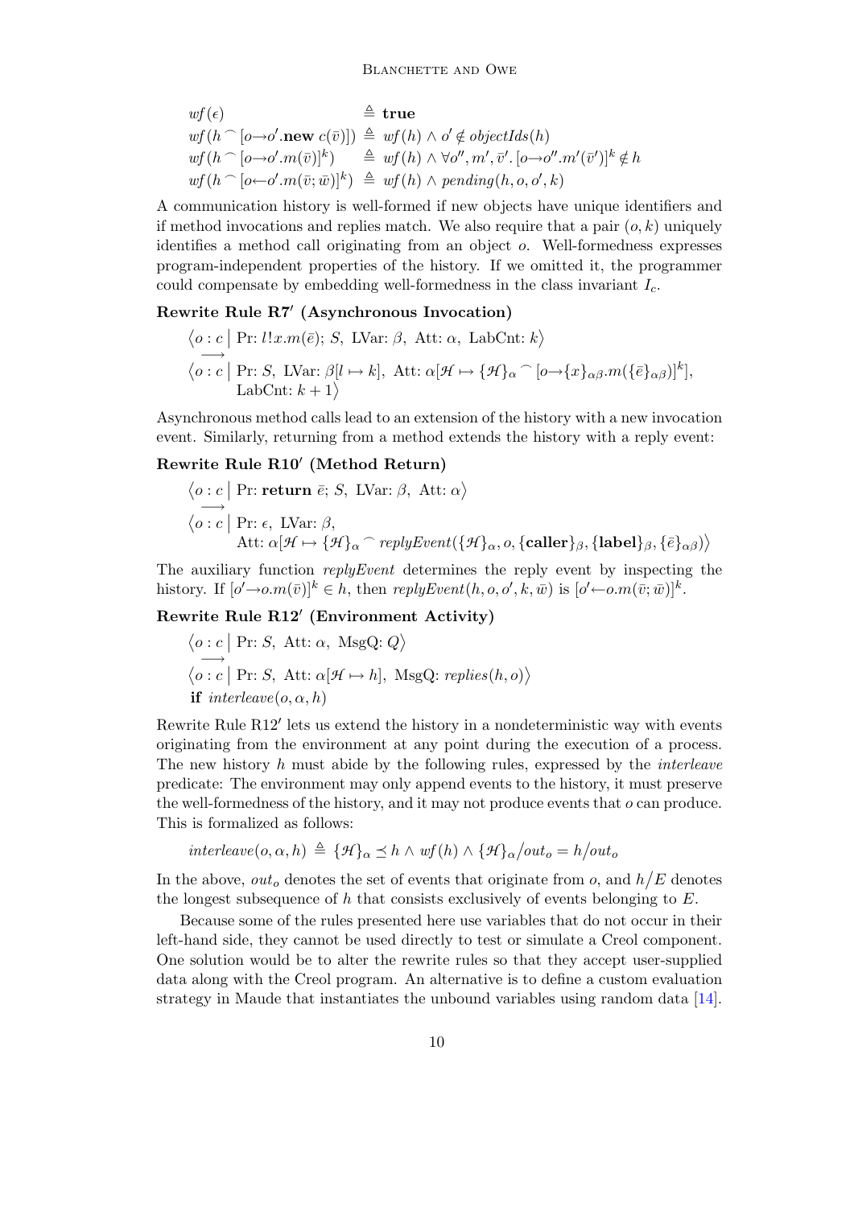$$
\begin{aligned}
&wf(\epsilon) &&\triangleq \textbf{true} \\
&wf(h \frown [o \rightarrow o'.\textbf{new}\ c(\bar{v})]) &&\triangleq wf(h) \wedge o' \notin objectIds(h) \\
&wf(h \frown [o \rightarrow o'.m(\bar{v})]^k) &&\triangleq wf(h) \wedge \forall o'', m', \bar{v}'.\, [o \rightarrow o''.m'(\bar{v}')]^k \notin h \\
&wf(h \frown [o \leftarrow o'.m(\bar{v}; \bar{w})]^k) &&\triangleq wf(h) \wedge pending(h, o, o', k)
\end{aligned}
$$

A communication history is well-formed if new objects have unique identifiers and if method invocations and replies match. We also require that a pair $(o, k)$ uniquely identifies a method call originating from an object $o$. Well-formedness expresses program-independent properties of the history. If we omitted it, the programmer could compensate by embedding well-formedness in the class invariant $I_c$.

**Rewrite Rule R7′ (Asynchronous Invocation)**

$$
\begin{aligned}
&\langle o : c \mid \text{Pr: } l!x.m(\bar{e});\ S,\ \text{LVar: } \beta,\ \text{Att: } \alpha,\ \text{LabCnt: } k \rangle \\
&\longrightarrow \\
&\langle o : c \mid \text{Pr: } S,\ \text{LVar: } \beta[l \mapsto k],\ \text{Att: } \alpha[\mathcal{H} \mapsto \{\mathcal{H}\}_\alpha \frown [o \rightarrow \{x\}_{\alpha\beta}.m(\{\bar{e}\}_{\alpha\beta})]^k], \\
&\quad \text{LabCnt: } k+1 \rangle
\end{aligned}
$$

Asynchronous method calls lead to an extension of the history with a new invocation event. Similarly, returning from a method extends the history with a reply event:

**Rewrite Rule R10′ (Method Return)**

$$
\begin{aligned}
&\langle o : c \mid \text{Pr: } \textbf{return}\ \bar{e};\ S,\ \text{LVar: } \beta,\ \text{Att: } \alpha \rangle \\
&\longrightarrow \\
&\langle o : c \mid \text{Pr: } \epsilon,\ \text{LVar: } \beta, \\
&\quad \text{Att: } \alpha[\mathcal{H} \mapsto \{\mathcal{H}\}_\alpha \frown replyEvent(\{\mathcal{H}\}_\alpha, o, \{\textbf{caller}\}_\beta, \{\textbf{label}\}_\beta, \{\bar{e}\}_{\alpha\beta})] \rangle
\end{aligned}
$$

The auxiliary function *replyEvent* determines the reply event by inspecting the history. If $[o' \rightarrow o.m(\bar{v})]^k \in h$, then $replyEvent(h, o, o', k, \bar{w})$ is $[o' \leftarrow o.m(\bar{v}; \bar{w})]^k$.

**Rewrite Rule R12′ (Environment Activity)**

$$
\begin{aligned}
&\langle o : c \mid \text{Pr: } S,\ \text{Att: } \alpha,\ \text{MsgQ: } Q \rangle \\
&\longrightarrow \\
&\langle o : c \mid \text{Pr: } S,\ \text{Att: } \alpha[\mathcal{H} \mapsto h],\ \text{MsgQ: } replies(h, o) \rangle \\
&\textbf{if } interleave(o, \alpha, h)
\end{aligned}
$$

Rewrite Rule R12′ lets us extend the history in a nondeterministic way with events originating from the environment at any point during the execution of a process. The new history $h$ must abide by the following rules, expressed by the *interleave* predicate: The environment may only append events to the history, it must preserve the well-formedness of the history, and it may not produce events that $o$ can produce. This is formalized as follows:

$$
interleave(o, \alpha, h) \triangleq \{\mathcal{H}\}_\alpha \preceq h \wedge wf(h) \wedge \{\mathcal{H}\}_\alpha / out_o = h / out_o
$$

In the above, $out_o$ denotes the set of events that originate from $o$, and $h/E$ denotes the longest subsequence of $h$ that consists exclusively of events belonging to $E$.

Because some of the rules presented here use variables that do not occur in their left-hand side, they cannot be used directly to test or simulate a Creol component. One solution would be to alter the rewrite rules so that they accept user-supplied data along with the Creol program. An alternative is to define a custom evaluation strategy in Maude that instantiates the unbound variables using random data [14].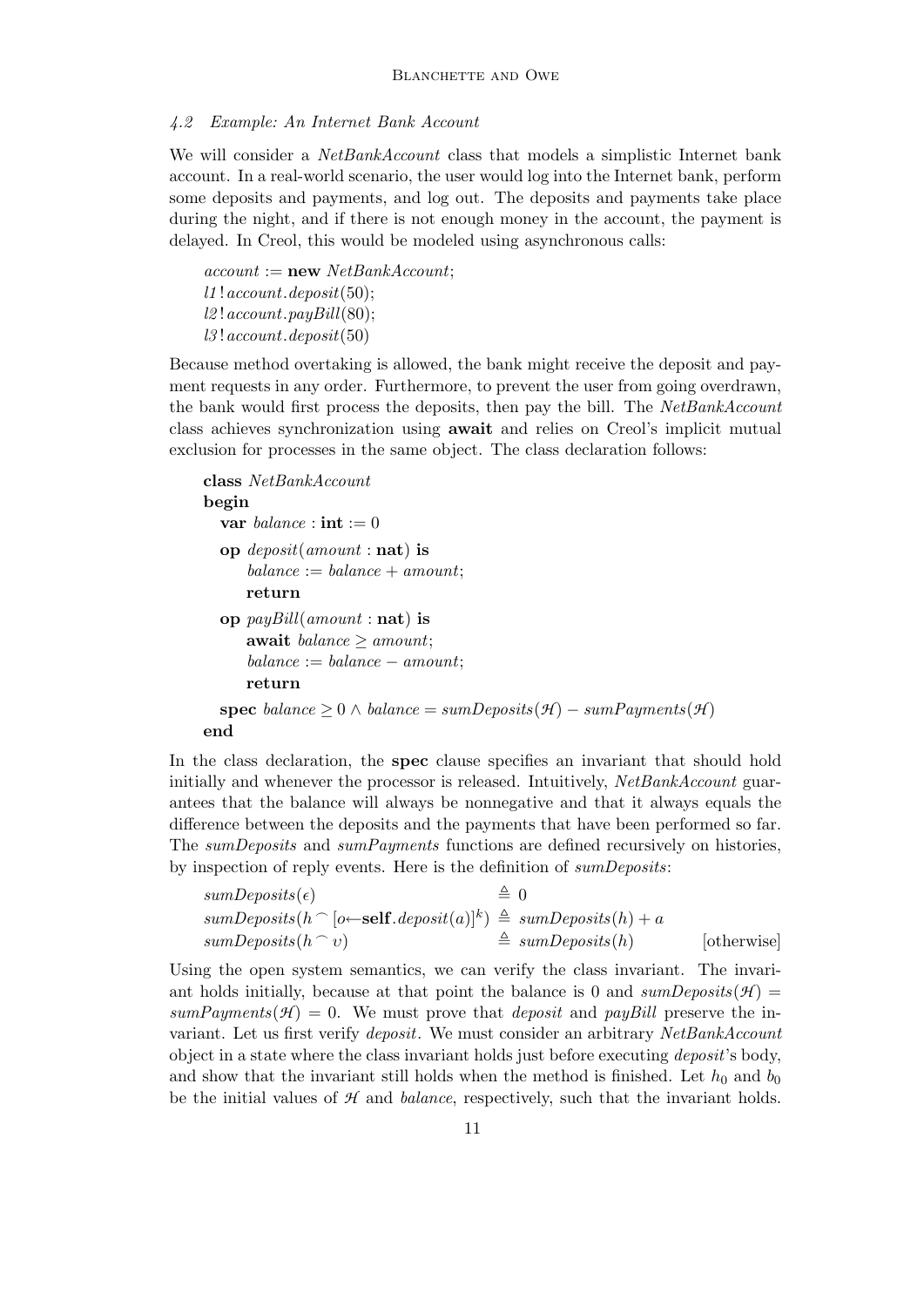### 4.2 Example: An Internet Bank Account

We will consider a *NetBankAccount* class that models a simplistic Internet bank account. In a real-world scenario, the user would log into the Internet bank, perform some deposits and payments, and log out. The deposits and payments take place during the night, and if there is not enough money in the account, the payment is delayed. In Creol, this would be modeled using asynchronous calls:

```
account := new NetBankAccount;
l1 ! account.deposit(50);
l2 ! account.payBill(80);
l3 ! account.deposit(50)
```

Because method overtaking is allowed, the bank might receive the deposit and payment requests in any order. Furthermore, to prevent the user from going overdrawn, the bank would first process the deposits, then pay the bill. The *NetBankAccount* class achieves synchronization using **await** and relies on Creol's implicit mutual exclusion for processes in the same object. The class declaration follows:

```
class NetBankAccount
begin
   var balance : int := 0
   op deposit(amount : nat) is
      balance := balance + amount;
      return
   op payBill(amount : nat) is
      await balance ≥ amount;
      balance := balance − amount;
      return
   spec balance ≥ 0 ∧ balance = sumDeposits(H) − sumPayments(H)
end
```

In the class declaration, the **spec** clause specifies an invariant that should hold initially and whenever the processor is released. Intuitively, *NetBankAccount* guarantees that the balance will always be nonnegative and that it always equals the difference between the deposits and the payments that have been performed so far. The *sumDeposits* and *sumPayments* functions are defined recursively on histories, by inspection of reply events. Here is the definition of *sumDeposits*:

$$
\begin{aligned}
&\mathit{sumDeposits}(\epsilon) && \triangleq 0 \\
&\mathit{sumDeposits}(h \frown [o \leftarrow \mathbf{self}.\mathit{deposit}(a)]^k) && \triangleq \mathit{sumDeposits}(h) + a \\
&\mathit{sumDeposits}(h \frown v) && \triangleq \mathit{sumDeposits}(h) \qquad \text{[otherwise]}
\end{aligned}
$$

Using the open system semantics, we can verify the class invariant. The invariant holds initially, because at that point the balance is 0 and $\mathit{sumDeposits}(\mathcal{H}) = \mathit{sumPayments}(\mathcal{H}) = 0$. We must prove that *deposit* and *payBill* preserve the invariant. Let us first verify *deposit*. We must consider an arbitrary *NetBankAccount* object in a state where the class invariant holds just before executing *deposit*'s body, and show that the invariant still holds when the method is finished. Let $h_0$ and $b_0$ be the initial values of $\mathcal{H}$ and *balance*, respectively, such that the invariant holds.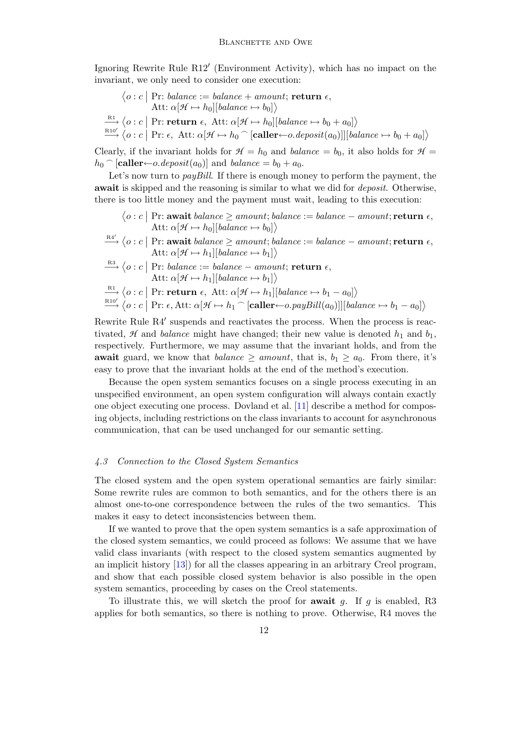Ignoring Rewrite Rule R12′ (Environment Activity), which has no impact on the invariant, we only need to consider one execution:

$$
\begin{aligned}
&\langle o : c \mid \text{Pr: } \mathit{balance} := \mathit{balance} + \mathit{amount};\ \mathbf{return}\ \epsilon, \\
&\qquad \text{Att: } \alpha[\mathcal{H} \mapsto h_0][\mathit{balance} \mapsto b_0] \rangle \\
&\xrightarrow{\text{R1}} \langle o : c \mid \text{Pr: } \mathbf{return}\ \epsilon,\ \text{Att: } \alpha[\mathcal{H} \mapsto h_0][\mathit{balance} \mapsto b_0 + a_0] \rangle \\
&\xrightarrow{\text{R10}'} \langle o : c \mid \text{Pr: } \epsilon,\ \text{Att: } \alpha[\mathcal{H} \mapsto h_0 \frown [\mathbf{caller} \leftarrow o.\mathit{deposit}(a_0)]][\mathit{balance} \mapsto b_0 + a_0] \rangle
\end{aligned}
$$

Clearly, if the invariant holds for $\mathcal{H} = h_0$ and $\mathit{balance} = b_0$, it also holds for $\mathcal{H} = h_0 \frown [\mathbf{caller} \leftarrow o.\mathit{deposit}(a_0)]$ and $\mathit{balance} = b_0 + a_0$.

Let's now turn to *payBill*. If there is enough money to perform the payment, the **await** is skipped and the reasoning is similar to what we did for *deposit*. Otherwise, there is too little money and the payment must wait, leading to this execution:

$$
\begin{aligned}
&\langle o : c \mid \text{Pr: } \mathbf{await}\ \mathit{balance} \geq \mathit{amount}; \mathit{balance} := \mathit{balance} - \mathit{amount}; \mathbf{return}\ \epsilon, \\
&\qquad \text{Att: } \alpha[\mathcal{H} \mapsto h_0][\mathit{balance} \mapsto b_0] \rangle \\
&\xrightarrow{\text{R4}'} \langle o : c \mid \text{Pr: } \mathbf{await}\ \mathit{balance} \geq \mathit{amount}; \mathit{balance} := \mathit{balance} - \mathit{amount}; \mathbf{return}\ \epsilon, \\
&\qquad \text{Att: } \alpha[\mathcal{H} \mapsto h_1][\mathit{balance} \mapsto b_1] \rangle \\
&\xrightarrow{\text{R3}} \langle o : c \mid \text{Pr: } \mathit{balance} := \mathit{balance} - \mathit{amount};\ \mathbf{return}\ \epsilon, \\
&\qquad \text{Att: } \alpha[\mathcal{H} \mapsto h_1][\mathit{balance} \mapsto b_1] \rangle \\
&\xrightarrow{\text{R1}} \langle o : c \mid \text{Pr: } \mathbf{return}\ \epsilon,\ \text{Att: } \alpha[\mathcal{H} \mapsto h_1][\mathit{balance} \mapsto b_1 - a_0] \rangle \\
&\xrightarrow{\text{R10}'} \langle o : c \mid \text{Pr: } \epsilon, \text{Att: } \alpha[\mathcal{H} \mapsto h_1 \frown [\mathbf{caller} \leftarrow o.\mathit{payBill}(a_0)]][\mathit{balance} \mapsto b_1 - a_0] \rangle
\end{aligned}
$$

Rewrite Rule R4′ suspends and reactivates the process. When the process is reactivated, $\mathcal{H}$ and *balance* might have changed; their new value is denoted $h_1$ and $b_1$, respectively. Furthermore, we may assume that the invariant holds, and from the **await** guard, we know that $\mathit{balance} \geq \mathit{amount}$, that is, $b_1 \geq a_0$. From there, it's easy to prove that the invariant holds at the end of the method's execution.

Because the open system semantics focuses on a single process executing in an unspecified environment, an open system configuration will always contain exactly one object executing one process. Dovland et al. [11] describe a method for composing objects, including restrictions on the class invariants to account for asynchronous communication, that can be used unchanged for our semantic setting.

### *4.3 Connection to the Closed System Semantics*

The closed system and the open system operational semantics are fairly similar: Some rewrite rules are common to both semantics, and for the others there is an almost one-to-one correspondence between the rules of the two semantics. This makes it easy to detect inconsistencies between them.

If we wanted to prove that the open system semantics is a safe approximation of the closed system semantics, we could proceed as follows: We assume that we have valid class invariants (with respect to the closed system semantics augmented by an implicit history [13]) for all the classes appearing in an arbitrary Creol program, and show that each possible closed system behavior is also possible in the open system semantics, proceeding by cases on the Creol statements.

To illustrate this, we will sketch the proof for **await** $g$. If $g$ is enabled, R3 applies for both semantics, so there is nothing to prove. Otherwise, R4 moves the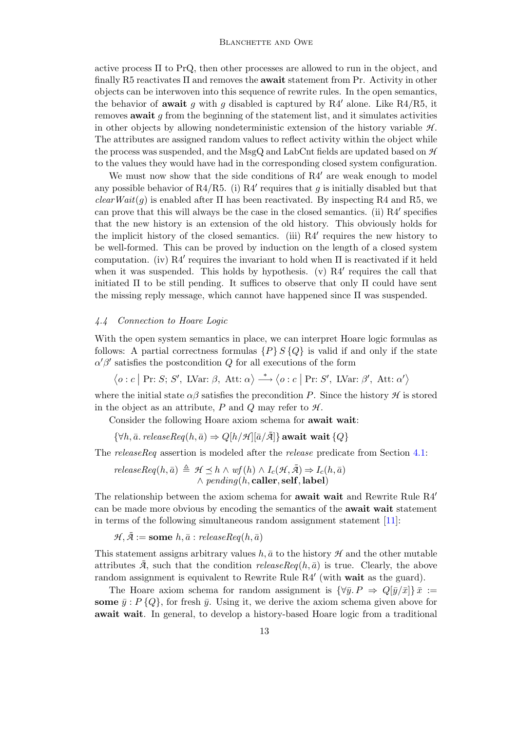active process $\Pi$ to PrQ, then other processes are allowed to run in the object, and finally R5 reactivates $\Pi$ and removes the **await** statement from Pr. Activity in other objects can be interwoven into this sequence of rewrite rules. In the open semantics, the behavior of **await** $g$ with $g$ disabled is captured by R4$'$ alone. Like R4/R5, it removes **await** $g$ from the beginning of the statement list, and it simulates activities in other objects by allowing nondeterministic extension of the history variable $\mathcal{H}$. The attributes are assigned random values to reflect activity within the object while the process was suspended, and the MsgQ and LabCnt fields are updated based on $\mathcal{H}$ to the values they would have had in the corresponding closed system configuration.

We must now show that the side conditions of R4$'$ are weak enough to model any possible behavior of R4/R5. (i) R4$'$ requires that $g$ is initially disabled but that $\mathit{clearWait}(g)$ is enabled after $\Pi$ has been reactivated. By inspecting R4 and R5, we can prove that this will always be the case in the closed semantics. (ii) R4$'$ specifies that the new history is an extension of the old history. This obviously holds for the implicit history of the closed semantics. (iii) R4$'$ requires the new history to be well-formed. This can be proved by induction on the length of a closed system computation. (iv) R4$'$ requires the invariant to hold when $\Pi$ is reactivated if it held when it was suspended. This holds by hypothesis. (v) R4$'$ requires the call that initiated $\Pi$ to be still pending. It suffices to observe that only $\Pi$ could have sent the missing reply message, which cannot have happened since $\Pi$ was suspended.

### 4.4 Connection to Hoare Logic

With the open system semantics in place, we can interpret Hoare logic formulas as follows: A partial correctness formulas $\{P\}\,S\,\{Q\}$ is valid if and only if the state $\alpha'\beta'$ satisfies the postcondition $Q$ for all executions of the form

$$\langle o : c \mid \text{Pr: } S;\, S',\ \text{LVar: } \beta,\ \text{Att: } \alpha \rangle \overset{*}{\longrightarrow} \langle o : c \mid \text{Pr: } S',\ \text{LVar: } \beta',\ \text{Att: } \alpha' \rangle$$

where the initial state $\alpha\beta$ satisfies the precondition $P$. Since the history $\mathcal{H}$ is stored in the object as an attribute, $P$ and $Q$ may refer to $\mathcal{H}$.

Consider the following Hoare axiom schema for **await wait**:

$$\{\forall h, \bar{a}.\ \mathit{releaseReq}(h, \bar{a}) \Rightarrow Q[h/\mathcal{H}][\bar{a}/\bar{\mathcal{A}}]\}\ \textbf{await wait}\ \{Q\}$$

The *releaseReq* assertion is modeled after the *release* predicate from Section 4.1:

$$\begin{aligned}\mathit{releaseReq}(h, \bar{a}) \triangleq\ & \mathcal{H} \preceq h \wedge \mathit{wf}(h) \wedge I_c(\mathcal{H}, \bar{\mathcal{A}}) \Rightarrow I_c(h, \bar{a}) \\ & \wedge \mathit{pending}(h, \textbf{caller}, \textbf{self}, \textbf{label})\end{aligned}$$

The relationship between the axiom schema for **await wait** and Rewrite Rule R4$'$ can be made more obvious by encoding the semantics of the **await wait** statement in terms of the following simultaneous random assignment statement [11]:

$$\mathcal{H}, \bar{\mathcal{A}} := \textbf{some}\ h, \bar{a} : \mathit{releaseReq}(h, \bar{a})$$

This statement assigns arbitrary values $h, \bar{a}$ to the history $\mathcal{H}$ and the other mutable attributes $\bar{\mathcal{A}}$, such that the condition $\mathit{releaseReq}(h, \bar{a})$ is true. Clearly, the above random assignment is equivalent to Rewrite Rule R4$'$ (with **wait** as the guard).

The Hoare axiom schema for random assignment is $\{\forall \bar{y}.\, P \Rightarrow Q[\bar{y}/\bar{x}]\}\ \bar{x} := \textbf{some}\ \bar{y} : P\,\{Q\}$, for fresh $\bar{y}$. Using it, we derive the axiom schema given above for **await wait**. In general, to develop a history-based Hoare logic from a traditional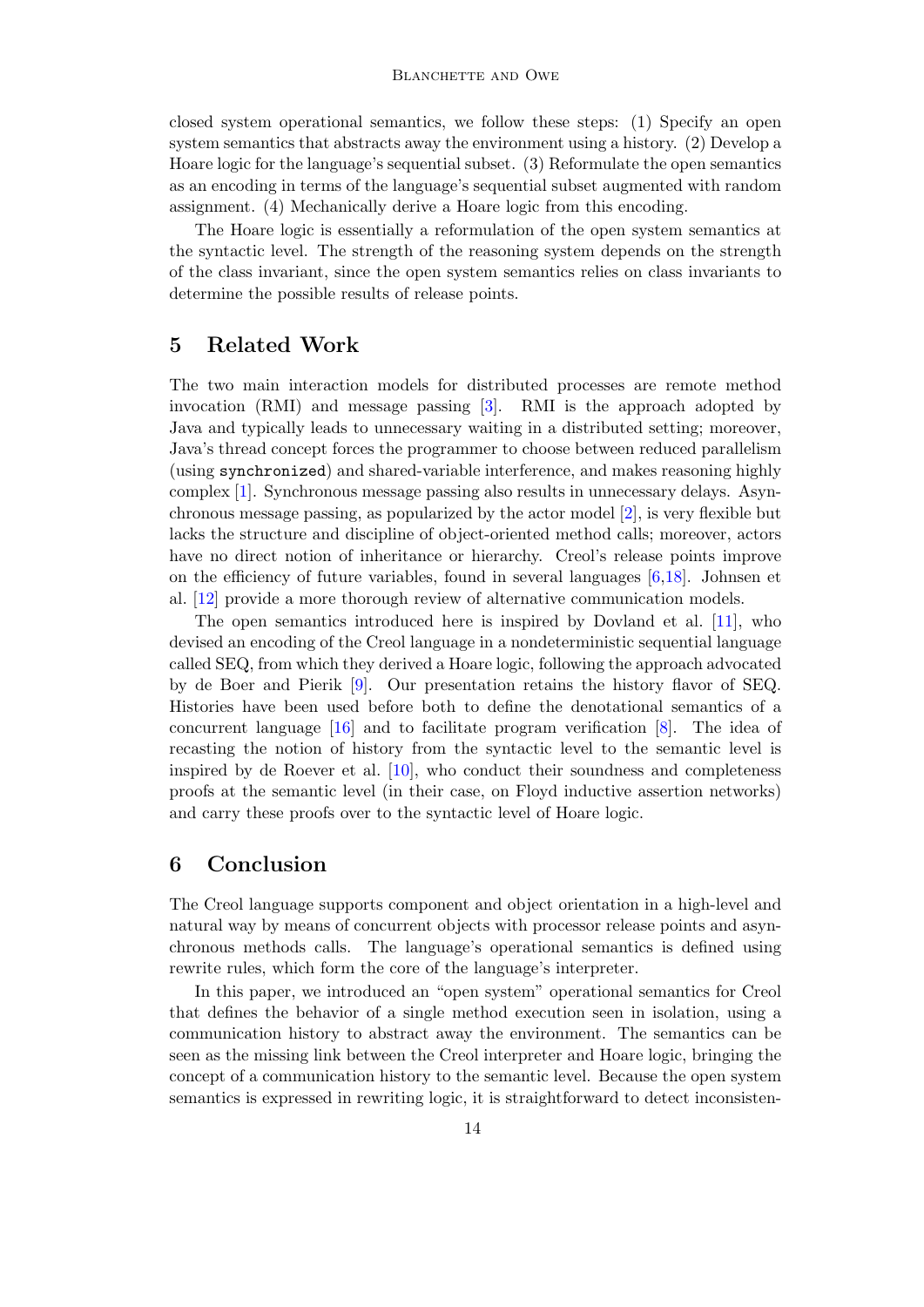closed system operational semantics, we follow these steps: (1) Specify an open system semantics that abstracts away the environment using a history. (2) Develop a Hoare logic for the language's sequential subset. (3) Reformulate the open semantics as an encoding in terms of the language's sequential subset augmented with random assignment. (4) Mechanically derive a Hoare logic from this encoding.

The Hoare logic is essentially a reformulation of the open system semantics at the syntactic level. The strength of the reasoning system depends on the strength of the class invariant, since the open system semantics relies on class invariants to determine the possible results of release points.

## 5 Related Work

The two main interaction models for distributed processes are remote method invocation (RMI) and message passing [3]. RMI is the approach adopted by Java and typically leads to unnecessary waiting in a distributed setting; moreover, Java's thread concept forces the programmer to choose between reduced parallelism (using `synchronized`) and shared-variable interference, and makes reasoning highly complex [1]. Synchronous message passing also results in unnecessary delays. Asynchronous message passing, as popularized by the actor model [2], is very flexible but lacks the structure and discipline of object-oriented method calls; moreover, actors have no direct notion of inheritance or hierarchy. Creol's release points improve on the efficiency of future variables, found in several languages [6,18]. Johnsen et al. [12] provide a more thorough review of alternative communication models.

The open semantics introduced here is inspired by Dovland et al. [11], who devised an encoding of the Creol language in a nondeterministic sequential language called SEQ, from which they derived a Hoare logic, following the approach advocated by de Boer and Pierik [9]. Our presentation retains the history flavor of SEQ. Histories have been used before both to define the denotational semantics of a concurrent language [16] and to facilitate program verification [8]. The idea of recasting the notion of history from the syntactic level to the semantic level is inspired by de Roever et al. [10], who conduct their soundness and completeness proofs at the semantic level (in their case, on Floyd inductive assertion networks) and carry these proofs over to the syntactic level of Hoare logic.

## 6 Conclusion

The Creol language supports component and object orientation in a high-level and natural way by means of concurrent objects with processor release points and asynchronous methods calls. The language's operational semantics is defined using rewrite rules, which form the core of the language's interpreter.

In this paper, we introduced an "open system" operational semantics for Creol that defines the behavior of a single method execution seen in isolation, using a communication history to abstract away the environment. The semantics can be seen as the missing link between the Creol interpreter and Hoare logic, bringing the concept of a communication history to the semantic level. Because the open system semantics is expressed in rewriting logic, it is straightforward to detect inconsisten-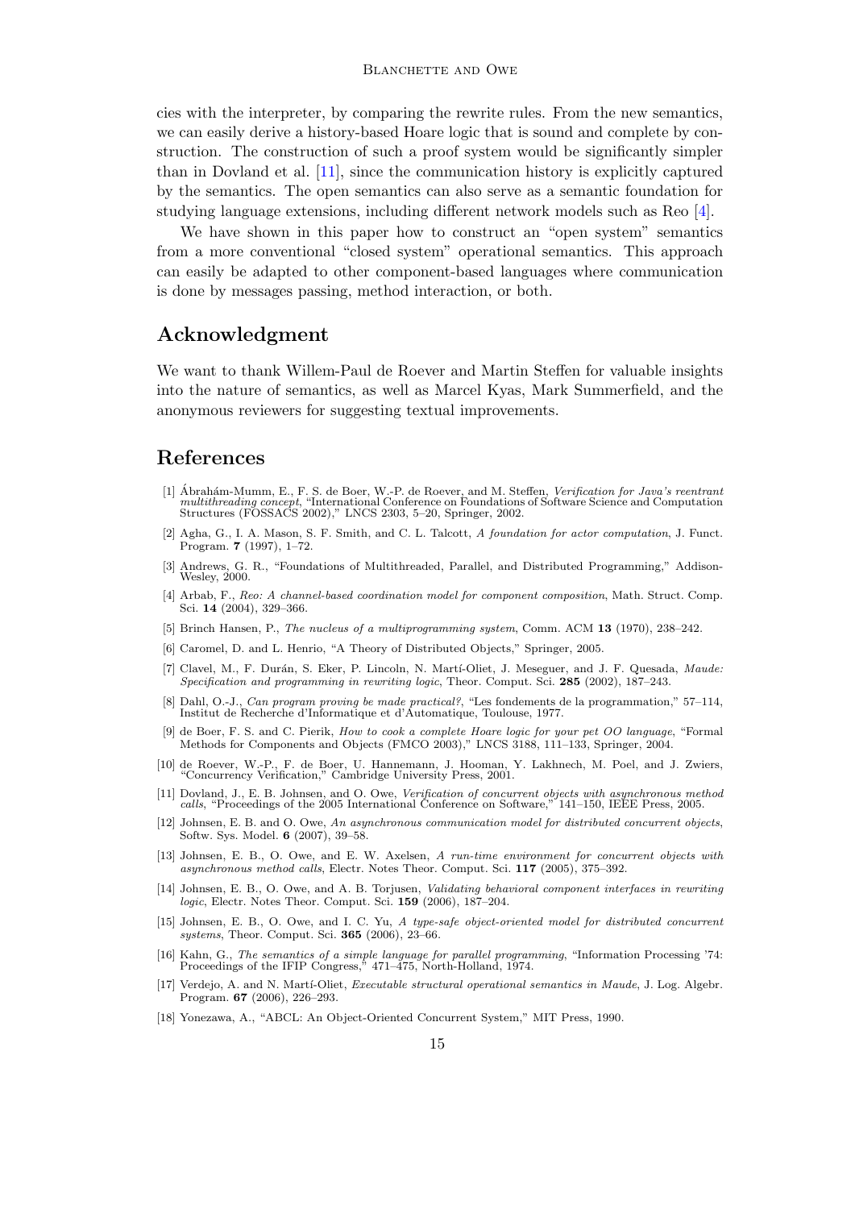cies with the interpreter, by comparing the rewrite rules. From the new semantics, we can easily derive a history-based Hoare logic that is sound and complete by construction. The construction of such a proof system would be significantly simpler than in Dovland et al. [11], since the communication history is explicitly captured by the semantics. The open semantics can also serve as a semantic foundation for studying language extensions, including different network models such as Reo [4].

We have shown in this paper how to construct an "open system" semantics from a more conventional "closed system" operational semantics. This approach can easily be adapted to other component-based languages where communication is done by messages passing, method interaction, or both.

## Acknowledgment

We want to thank Willem-Paul de Roever and Martin Steffen for valuable insights into the nature of semantics, as well as Marcel Kyas, Mark Summerfield, and the anonymous reviewers for suggesting textual improvements.

## References

[1] Ábrahám-Mumm, E., F. S. de Boer, W.-P. de Roever, and M. Steffen, *Verification for Java's reentrant multithreading concept*, "International Conference on Foundations of Software Science and Computation Structures (FOSSACS 2002)," LNCS 2303, 5–20, Springer, 2002.

[2] Agha, G., I. A. Mason, S. F. Smith, and C. L. Talcott, *A foundation for actor computation*, J. Funct. Program. **7** (1997), 1–72.

[3] Andrews, G. R., "Foundations of Multithreaded, Parallel, and Distributed Programming," Addison-Wesley, 2000.

[4] Arbab, F., *Reo: A channel-based coordination model for component composition*, Math. Struct. Comp. Sci. **14** (2004), 329–366.

[5] Brinch Hansen, P., *The nucleus of a multiprogramming system*, Comm. ACM **13** (1970), 238–242.

[6] Caromel, D. and L. Henrio, "A Theory of Distributed Objects," Springer, 2005.

[7] Clavel, M., F. Durán, S. Eker, P. Lincoln, N. Martí-Oliet, J. Meseguer, and J. F. Quesada, *Maude: Specification and programming in rewriting logic*, Theor. Comput. Sci. **285** (2002), 187–243.

[8] Dahl, O.-J., *Can program proving be made practical?*, "Les fondements de la programmation," 57–114, Institut de Recherche d'Informatique et d'Automatique, Toulouse, 1977.

[9] de Boer, F. S. and C. Pierik, *How to cook a complete Hoare logic for your pet OO language*, "Formal Methods for Components and Objects (FMCO 2003)," LNCS 3188, 111–133, Springer, 2004.

[10] de Roever, W.-P., F. de Boer, U. Hannemann, J. Hooman, Y. Lakhnech, M. Poel, and J. Zwiers, "Concurrency Verification," Cambridge University Press, 2001.

[11] Dovland, J., E. B. Johnsen, and O. Owe, *Verification of concurrent objects with asynchronous method calls*, "Proceedings of the 2005 International Conference on Software," 141–150, IEEE Press, 2005.

[12] Johnsen, E. B. and O. Owe, *An asynchronous communication model for distributed concurrent objects*, Softw. Sys. Model. **6** (2007), 39–58.

[13] Johnsen, E. B., O. Owe, and E. W. Axelsen, *A run-time environment for concurrent objects with asynchronous method calls*, Electr. Notes Theor. Comput. Sci. **117** (2005), 375–392.

[14] Johnsen, E. B., O. Owe, and A. B. Torjusen, *Validating behavioral component interfaces in rewriting logic*, Electr. Notes Theor. Comput. Sci. **159** (2006), 187–204.

[15] Johnsen, E. B., O. Owe, and I. C. Yu, *A type-safe object-oriented model for distributed concurrent systems*, Theor. Comput. Sci. **365** (2006), 23–66.

[16] Kahn, G., *The semantics of a simple language for parallel programming*, "Information Processing '74: Proceedings of the IFIP Congress," 471–475, North-Holland, 1974.

[17] Verdejo, A. and N. Martí-Oliet, *Executable structural operational semantics in Maude*, J. Log. Algebr. Program. **67** (2006), 226–293.

[18] Yonezawa, A., "ABCL: An Object-Oriented Concurrent System," MIT Press, 1990.